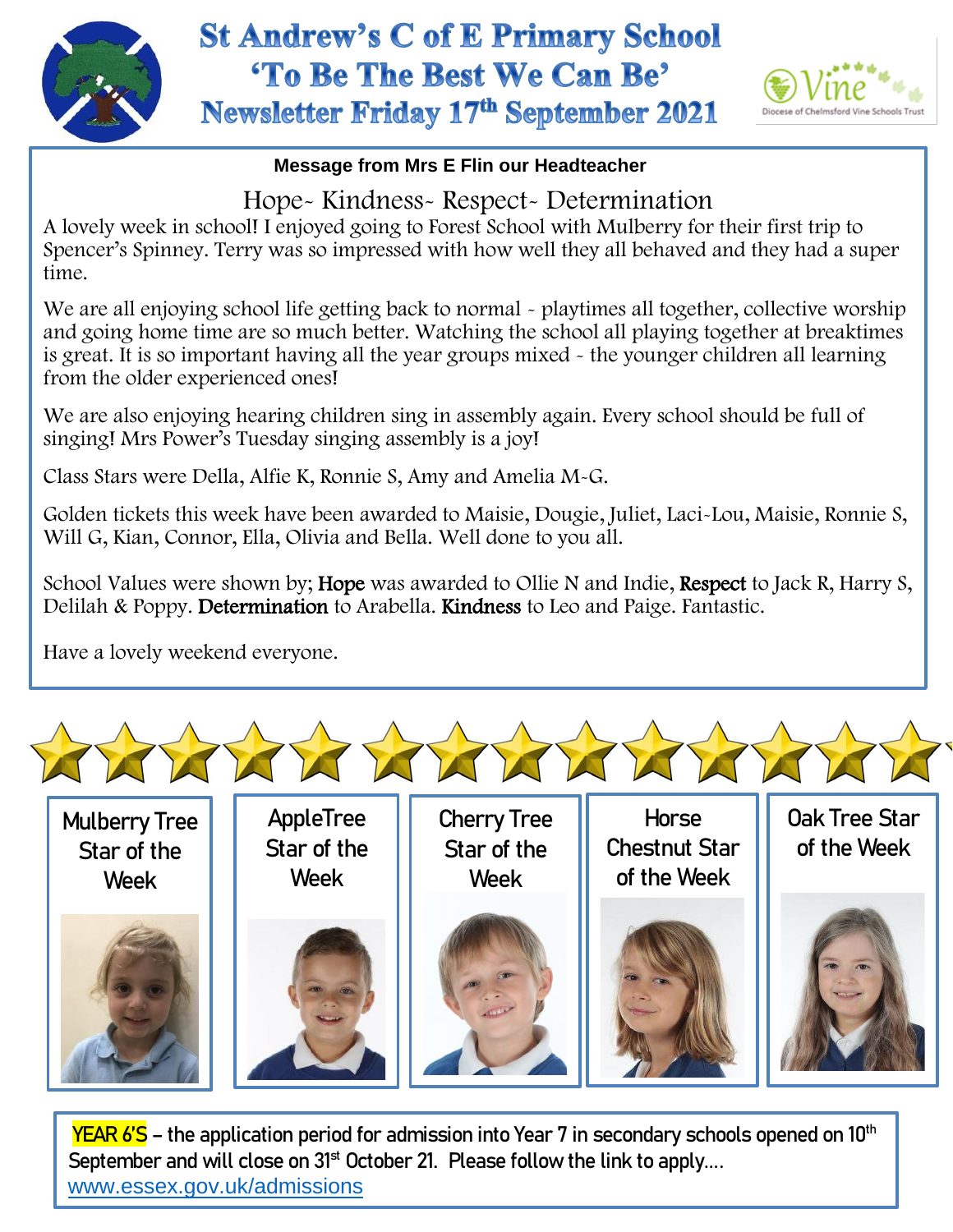# St Andrew's C of E Primary School

## 'To Be The Best We Can Be'

## Newsletter Friday 17th September 2021

Vine – Diocese of Chelmsford Vine Schools Trust

**Message from Mrs E Flin our Headteacher**

Hope~ Kindness~ Respect~ Determination

A lovely week in school! I enjoyed going to Forest School with Mulberry for their first trip to Spencer's Spinney. Terry was so impressed with how well they all behaved and they had a super time.

We are all enjoying school life getting back to normal - playtimes all together, collective worship and going home time are so much better. Watching the school all playing together at breaktimes is great. It is so important having all the year groups mixed - the younger children all learning from the older experienced ones!

We are also enjoying hearing children sing in assembly again. Every school should be full of singing! Mrs Power's Tuesday singing assembly is a joy!

Class Stars were Della, Alfie K, Ronnie S, Amy and Amelia M-G.

Golden tickets this week have been awarded to Maisie, Dougie, Juliet, Laci-Lou, Maisie, Ronnie S, Will G, Kian, Connor, Ella, Olivia and Bella. Well done to you all.

School Values were shown by; **Hope** was awarded to Ollie N and Indie, **Respect** to Jack R, Harry S, Delilah & Poppy. **Determination** to Arabella. **Kindness** to Leo and Paige. Fantastic.

Have a lovely weekend everyone.

Mulberry Tree Star of the Week

AppleTree Star of the Week

Cherry Tree Star of the Week

Horse Chestnut Star of the Week

Oak Tree Star of the Week

**YEAR 6'S** – the application period for admission into Year 7 in secondary schools opened on 10th September and will close on 31st October 21. Please follow the link to apply….
www.essex.gov.uk/admissions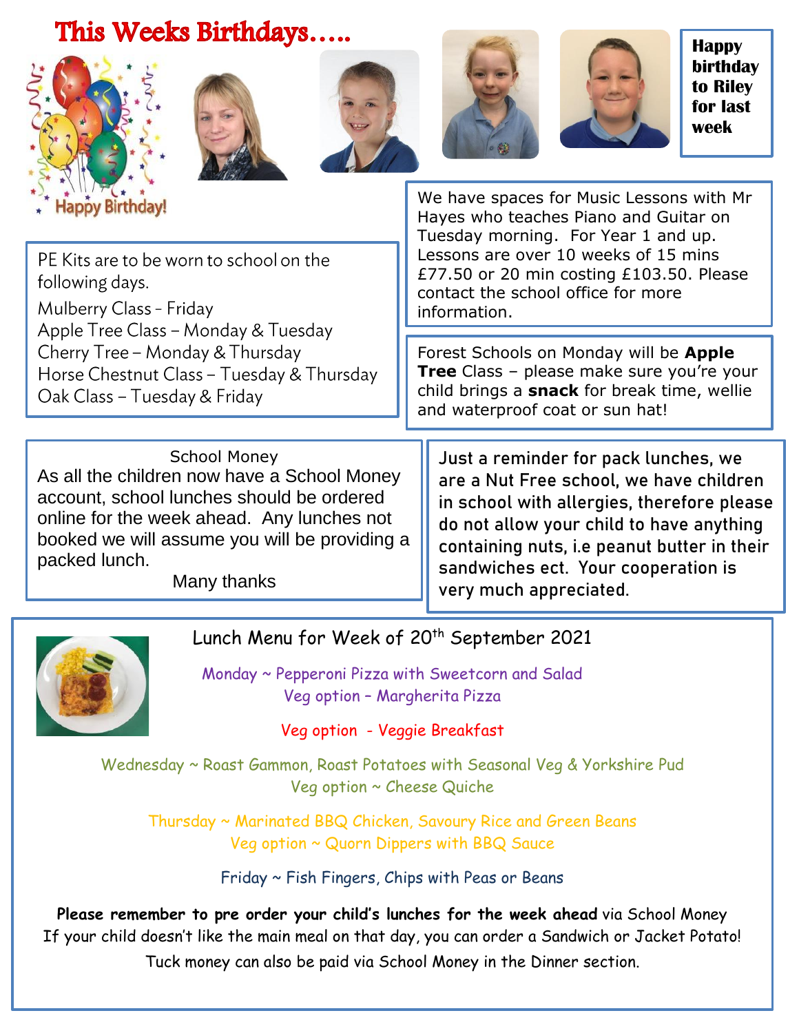# This Weeks Birthdays…..

Happy Birthday!

**Happy birthday to Riley for last week**

We have spaces for Music Lessons with Mr Hayes who teaches Piano and Guitar on Tuesday morning. For Year 1 and up. Lessons are over 10 weeks of 15 mins £77.50 or 20 min costing £103.50. Please contact the school office for more information.

PE Kits are to be worn to school on the following days.

Mulberry Class - Friday
Apple Tree Class – Monday & Tuesday
Cherry Tree – Monday & Thursday
Horse Chestnut Class – Tuesday & Thursday
Oak Class – Tuesday & Friday

Forest Schools on Monday will be **Apple Tree** Class – please make sure you're your child brings a **snack** for break time, wellie and waterproof coat or sun hat!

School Money

As all the children now have a School Money account, school lunches should be ordered online for the week ahead. Any lunches not booked we will assume you will be providing a packed lunch.

Many thanks

Just a reminder for pack lunches, we are a Nut Free school, we have children in school with allergies, therefore please do not allow your child to have anything containing nuts, i.e peanut butter in their sandwiches ect. Your cooperation is very much appreciated.

## Lunch Menu for Week of 20th September 2021

Monday ~ Pepperoni Pizza with Sweetcorn and Salad
Veg option – Margherita Pizza

Veg option - Veggie Breakfast

Wednesday ~ Roast Gammon, Roast Potatoes with Seasonal Veg & Yorkshire Pud
Veg option ~ Cheese Quiche

Thursday ~ Marinated BBQ Chicken, Savoury Rice and Green Beans
Veg option ~ Quorn Dippers with BBQ Sauce

Friday ~ Fish Fingers, Chips with Peas or Beans

**Please remember to pre order your child's lunches for the week ahead** via School Money
If your child doesn't like the main meal on that day, you can order a Sandwich or Jacket Potato!
Tuck money can also be paid via School Money in the Dinner section.